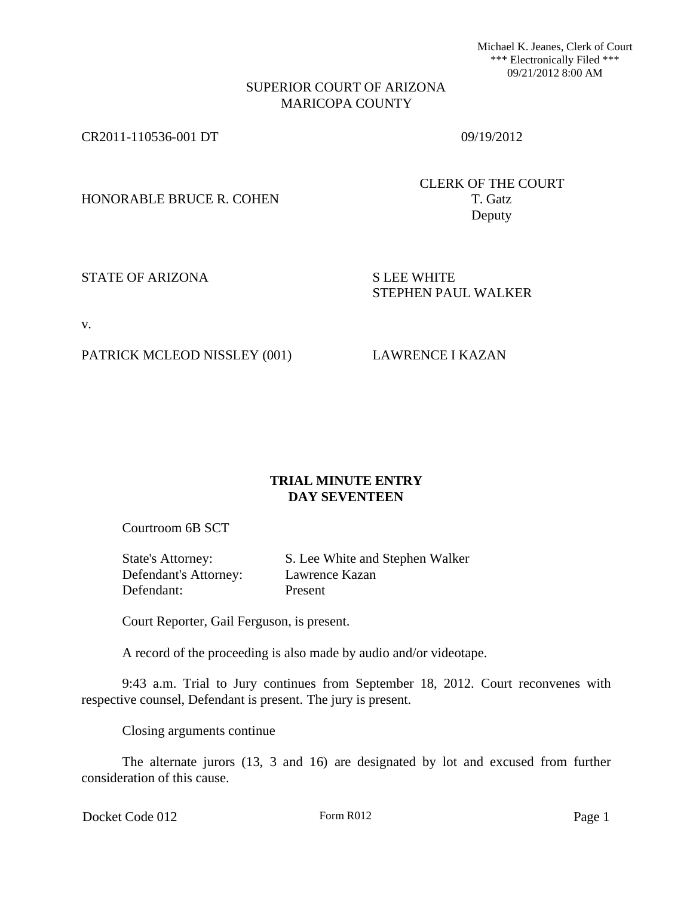Michael K. Jeanes, Clerk of Court
\*\*\* Electronically Filed \*\*\*
09/21/2012 8:00 AM

SUPERIOR COURT OF ARIZONA
MARICOPA COUNTY

CR2011-110536-001 DT 09/19/2012

HONORABLE BRUCE R. COHEN

CLERK OF THE COURT
T. Gatz
Deputy

STATE OF ARIZONA S LEE WHITE
STEPHEN PAUL WALKER

v.

PATRICK MCLEOD NISSLEY (001) LAWRENCE I KAZAN

**TRIAL MINUTE ENTRY**
**DAY SEVENTEEN**

Courtroom 6B SCT

| | |
|---|---|
| State's Attorney: | S. Lee White and Stephen Walker |
| Defendant's Attorney: | Lawrence Kazan |
| Defendant: | Present |

Court Reporter, Gail Ferguson, is present.

A record of the proceeding is also made by audio and/or videotape.

9:43 a.m. Trial to Jury continues from September 18, 2012. Court reconvenes with respective counsel, Defendant is present. The jury is present.

Closing arguments continue

The alternate jurors (13, 3 and 16) are designated by lot and excused from further consideration of this cause.

Docket Code 012 Form R012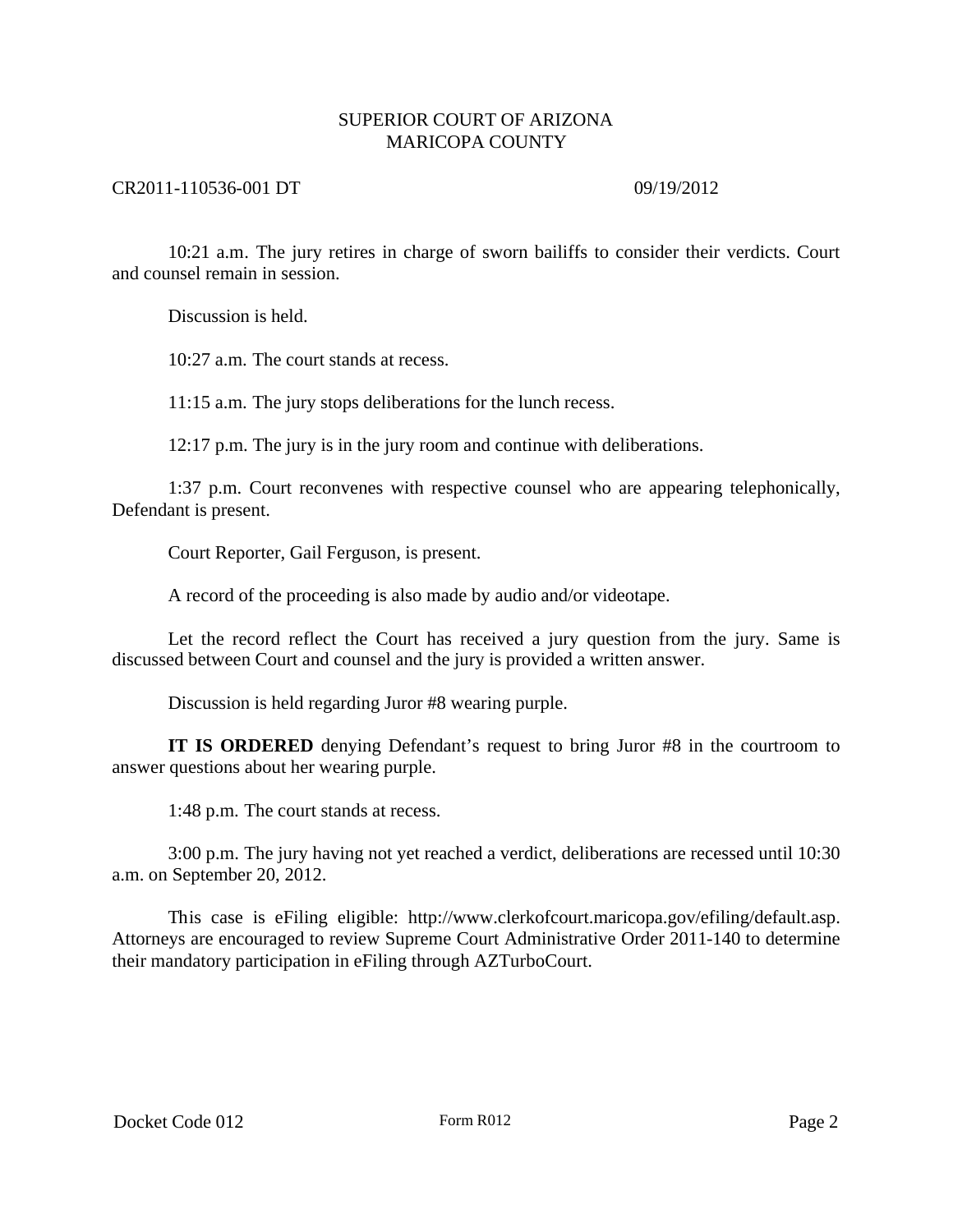SUPERIOR COURT OF ARIZONA
MARICOPA COUNTY

CR2011-110536-001 DT 09/19/2012

10:21 a.m. The jury retires in charge of sworn bailiffs to consider their verdicts. Court and counsel remain in session.

Discussion is held.

10:27 a.m. The court stands at recess.

11:15 a.m. The jury stops deliberations for the lunch recess.

12:17 p.m. The jury is in the jury room and continue with deliberations.

1:37 p.m. Court reconvenes with respective counsel who are appearing telephonically, Defendant is present.

Court Reporter, Gail Ferguson, is present.

A record of the proceeding is also made by audio and/or videotape.

Let the record reflect the Court has received a jury question from the jury. Same is discussed between Court and counsel and the jury is provided a written answer.

Discussion is held regarding Juror #8 wearing purple.

**IT IS ORDERED** denying Defendant's request to bring Juror #8 in the courtroom to answer questions about her wearing purple.

1:48 p.m. The court stands at recess.

3:00 p.m. The jury having not yet reached a verdict, deliberations are recessed until 10:30 a.m. on September 20, 2012.

This case is eFiling eligible: http://www.clerkofcourt.maricopa.gov/efiling/default.asp. Attorneys are encouraged to review Supreme Court Administrative Order 2011-140 to determine their mandatory participation in eFiling through AZTurboCourt.

Docket Code 012 Form R012